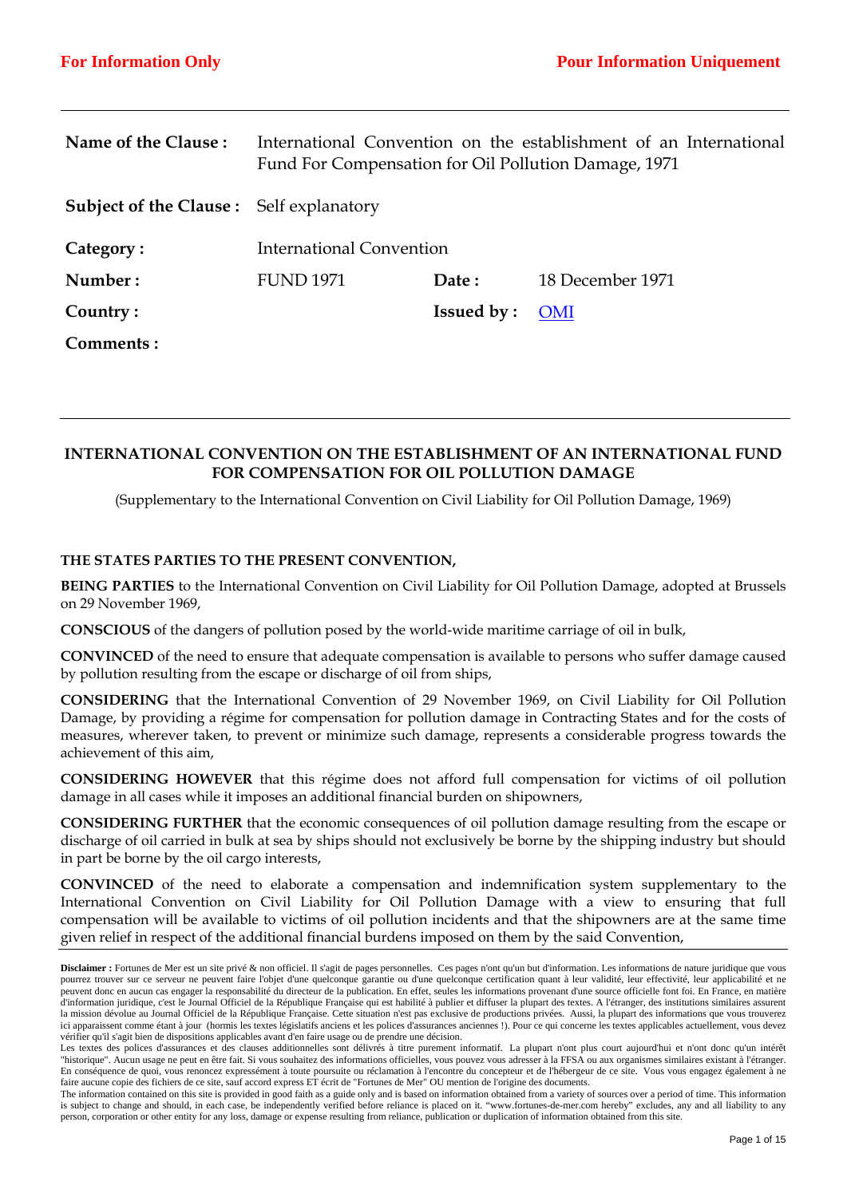| | | | |
|---|---|---|---|
| **Name of the Clause :** | International Convention on the establishment of an International Fund For Compensation for Oil Pollution Damage, 1971 | | |
| **Subject of the Clause :** | Self explanatory | | |
| **Category :** | International Convention | | |
| **Number :** | FUND 1971 | **Date :** | 18 December 1971 |
| **Country :** | | **Issued by :** | OMI |
| **Comments :** | | | |

# INTERNATIONAL CONVENTION ON THE ESTABLISHMENT OF AN INTERNATIONAL FUND FOR COMPENSATION FOR OIL POLLUTION DAMAGE

(Supplementary to the International Convention on Civil Liability for Oil Pollution Damage, 1969)

**THE STATES PARTIES TO THE PRESENT CONVENTION,**

**BEING PARTIES** to the International Convention on Civil Liability for Oil Pollution Damage, adopted at Brussels on 29 November 1969,

**CONSCIOUS** of the dangers of pollution posed by the world-wide maritime carriage of oil in bulk,

**CONVINCED** of the need to ensure that adequate compensation is available to persons who suffer damage caused by pollution resulting from the escape or discharge of oil from ships,

**CONSIDERING** that the International Convention of 29 November 1969, on Civil Liability for Oil Pollution Damage, by providing a régime for compensation for pollution damage in Contracting States and for the costs of measures, wherever taken, to prevent or minimize such damage, represents a considerable progress towards the achievement of this aim,

**CONSIDERING HOWEVER** that this régime does not afford full compensation for victims of oil pollution damage in all cases while it imposes an additional financial burden on shipowners,

**CONSIDERING FURTHER** that the economic consequences of oil pollution damage resulting from the escape or discharge of oil carried in bulk at sea by ships should not exclusively be borne by the shipping industry but should in part be borne by the oil cargo interests,

**CONVINCED** of the need to elaborate a compensation and indemnification system supplementary to the International Convention on Civil Liability for Oil Pollution Damage with a view to ensuring that full compensation will be available to victims of oil pollution incidents and that the shipowners are at the same time given relief in respect of the additional financial burdens imposed on them by the said Convention,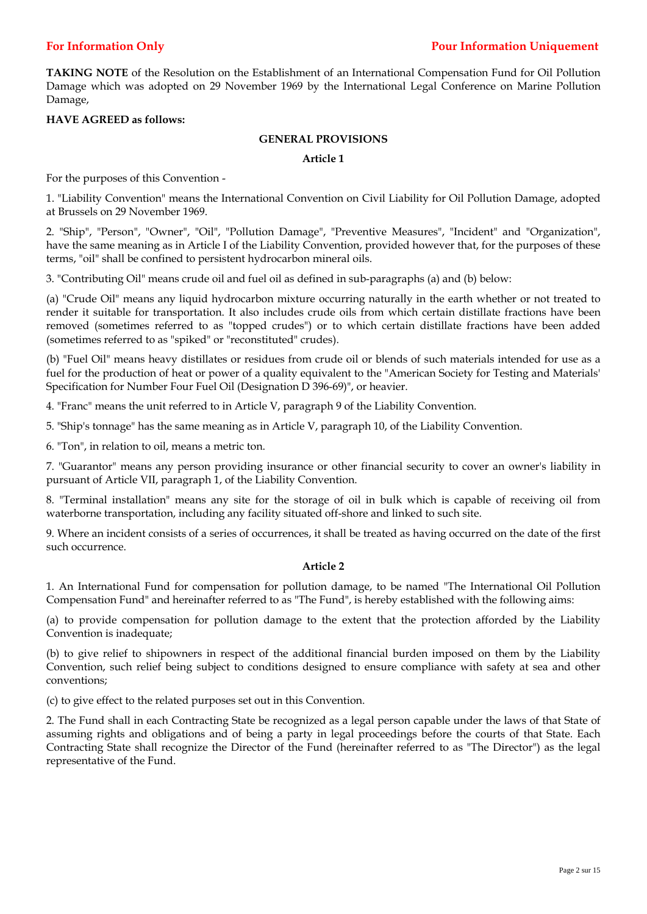**TAKING NOTE** of the Resolution on the Establishment of an International Compensation Fund for Oil Pollution Damage which was adopted on 29 November 1969 by the International Legal Conference on Marine Pollution Damage,

**HAVE AGREED as follows:**

### GENERAL PROVISIONS

#### Article 1

For the purposes of this Convention -

1. "Liability Convention" means the International Convention on Civil Liability for Oil Pollution Damage, adopted at Brussels on 29 November 1969.

2. "Ship", "Person", "Owner", "Oil", "Pollution Damage", "Preventive Measures", "Incident" and "Organization", have the same meaning as in Article I of the Liability Convention, provided however that, for the purposes of these terms, "oil" shall be confined to persistent hydrocarbon mineral oils.

3. "Contributing Oil" means crude oil and fuel oil as defined in sub-paragraphs (a) and (b) below:

(a) "Crude Oil" means any liquid hydrocarbon mixture occurring naturally in the earth whether or not treated to render it suitable for transportation. It also includes crude oils from which certain distillate fractions have been removed (sometimes referred to as "topped crudes") or to which certain distillate fractions have been added (sometimes referred to as "spiked" or "reconstituted" crudes).

(b) "Fuel Oil" means heavy distillates or residues from crude oil or blends of such materials intended for use as a fuel for the production of heat or power of a quality equivalent to the "American Society for Testing and Materials' Specification for Number Four Fuel Oil (Designation D 396-69)", or heavier.

4. "Franc" means the unit referred to in Article V, paragraph 9 of the Liability Convention.

5. "Ship's tonnage" has the same meaning as in Article V, paragraph 10, of the Liability Convention.

6. "Ton", in relation to oil, means a metric ton.

7. "Guarantor" means any person providing insurance or other financial security to cover an owner's liability in pursuant of Article VII, paragraph 1, of the Liability Convention.

8. "Terminal installation" means any site for the storage of oil in bulk which is capable of receiving oil from waterborne transportation, including any facility situated off-shore and linked to such site.

9. Where an incident consists of a series of occurrences, it shall be treated as having occurred on the date of the first such occurrence.

#### Article 2

1. An International Fund for compensation for pollution damage, to be named "The International Oil Pollution Compensation Fund" and hereinafter referred to as "The Fund", is hereby established with the following aims:

(a) to provide compensation for pollution damage to the extent that the protection afforded by the Liability Convention is inadequate;

(b) to give relief to shipowners in respect of the additional financial burden imposed on them by the Liability Convention, such relief being subject to conditions designed to ensure compliance with safety at sea and other conventions;

(c) to give effect to the related purposes set out in this Convention.

2. The Fund shall in each Contracting State be recognized as a legal person capable under the laws of that State of assuming rights and obligations and of being a party in legal proceedings before the courts of that State. Each Contracting State shall recognize the Director of the Fund (hereinafter referred to as "The Director") as the legal representative of the Fund.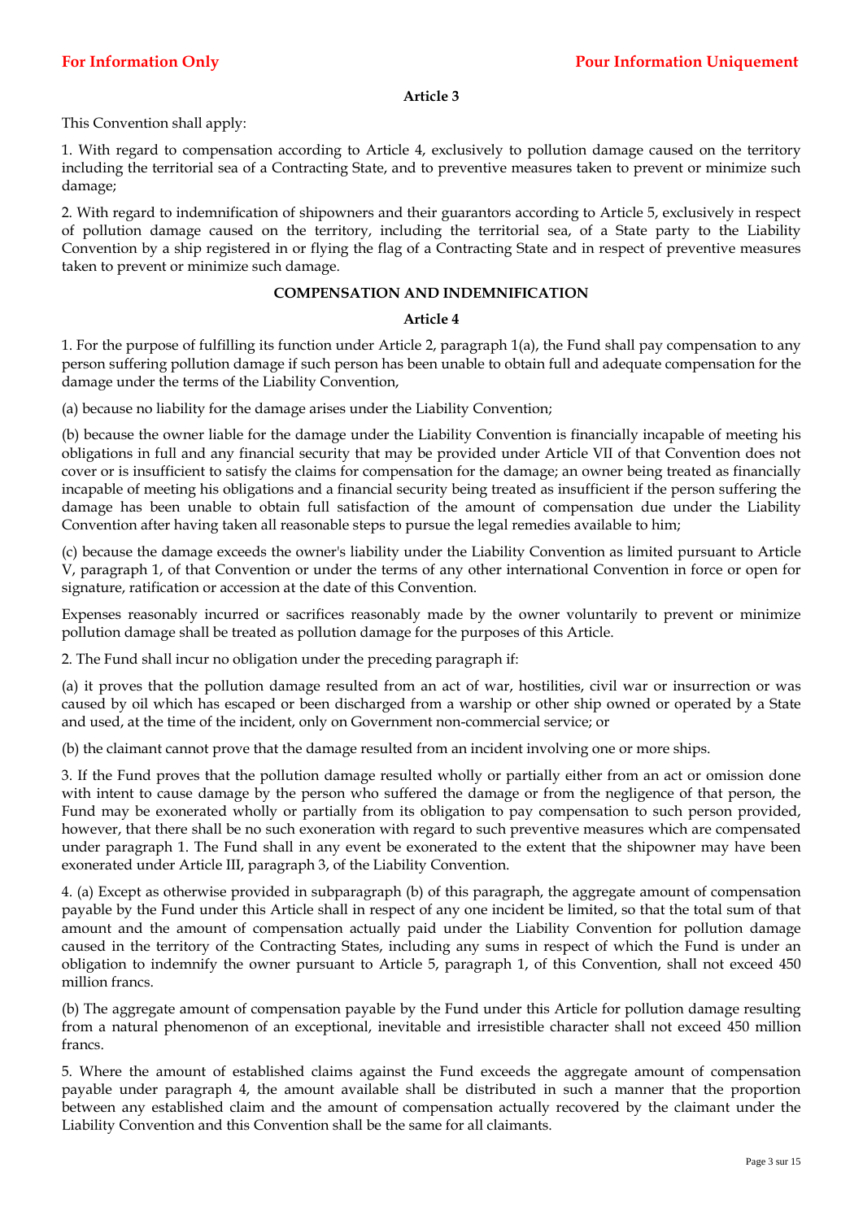**Article 3**

This Convention shall apply:

1. With regard to compensation according to Article 4, exclusively to pollution damage caused on the territory including the territorial sea of a Contracting State, and to preventive measures taken to prevent or minimize such damage;

2. With regard to indemnification of shipowners and their guarantors according to Article 5, exclusively in respect of pollution damage caused on the territory, including the territorial sea, of a State party to the Liability Convention by a ship registered in or flying the flag of a Contracting State and in respect of preventive measures taken to prevent or minimize such damage.

**COMPENSATION AND INDEMNIFICATION**

**Article 4**

1. For the purpose of fulfilling its function under Article 2, paragraph 1(a), the Fund shall pay compensation to any person suffering pollution damage if such person has been unable to obtain full and adequate compensation for the damage under the terms of the Liability Convention,

(a) because no liability for the damage arises under the Liability Convention;

(b) because the owner liable for the damage under the Liability Convention is financially incapable of meeting his obligations in full and any financial security that may be provided under Article VII of that Convention does not cover or is insufficient to satisfy the claims for compensation for the damage; an owner being treated as financially incapable of meeting his obligations and a financial security being treated as insufficient if the person suffering the damage has been unable to obtain full satisfaction of the amount of compensation due under the Liability Convention after having taken all reasonable steps to pursue the legal remedies available to him;

(c) because the damage exceeds the owner's liability under the Liability Convention as limited pursuant to Article V, paragraph 1, of that Convention or under the terms of any other international Convention in force or open for signature, ratification or accession at the date of this Convention.

Expenses reasonably incurred or sacrifices reasonably made by the owner voluntarily to prevent or minimize pollution damage shall be treated as pollution damage for the purposes of this Article.

2. The Fund shall incur no obligation under the preceding paragraph if:

(a) it proves that the pollution damage resulted from an act of war, hostilities, civil war or insurrection or was caused by oil which has escaped or been discharged from a warship or other ship owned or operated by a State and used, at the time of the incident, only on Government non-commercial service; or

(b) the claimant cannot prove that the damage resulted from an incident involving one or more ships.

3. If the Fund proves that the pollution damage resulted wholly or partially either from an act or omission done with intent to cause damage by the person who suffered the damage or from the negligence of that person, the Fund may be exonerated wholly or partially from its obligation to pay compensation to such person provided, however, that there shall be no such exoneration with regard to such preventive measures which are compensated under paragraph 1. The Fund shall in any event be exonerated to the extent that the shipowner may have been exonerated under Article III, paragraph 3, of the Liability Convention.

4. (a) Except as otherwise provided in subparagraph (b) of this paragraph, the aggregate amount of compensation payable by the Fund under this Article shall in respect of any one incident be limited, so that the total sum of that amount and the amount of compensation actually paid under the Liability Convention for pollution damage caused in the territory of the Contracting States, including any sums in respect of which the Fund is under an obligation to indemnify the owner pursuant to Article 5, paragraph 1, of this Convention, shall not exceed 450 million francs.

(b) The aggregate amount of compensation payable by the Fund under this Article for pollution damage resulting from a natural phenomenon of an exceptional, inevitable and irresistible character shall not exceed 450 million francs.

5. Where the amount of established claims against the Fund exceeds the aggregate amount of compensation payable under paragraph 4, the amount available shall be distributed in such a manner that the proportion between any established claim and the amount of compensation actually recovered by the claimant under the Liability Convention and this Convention shall be the same for all claimants.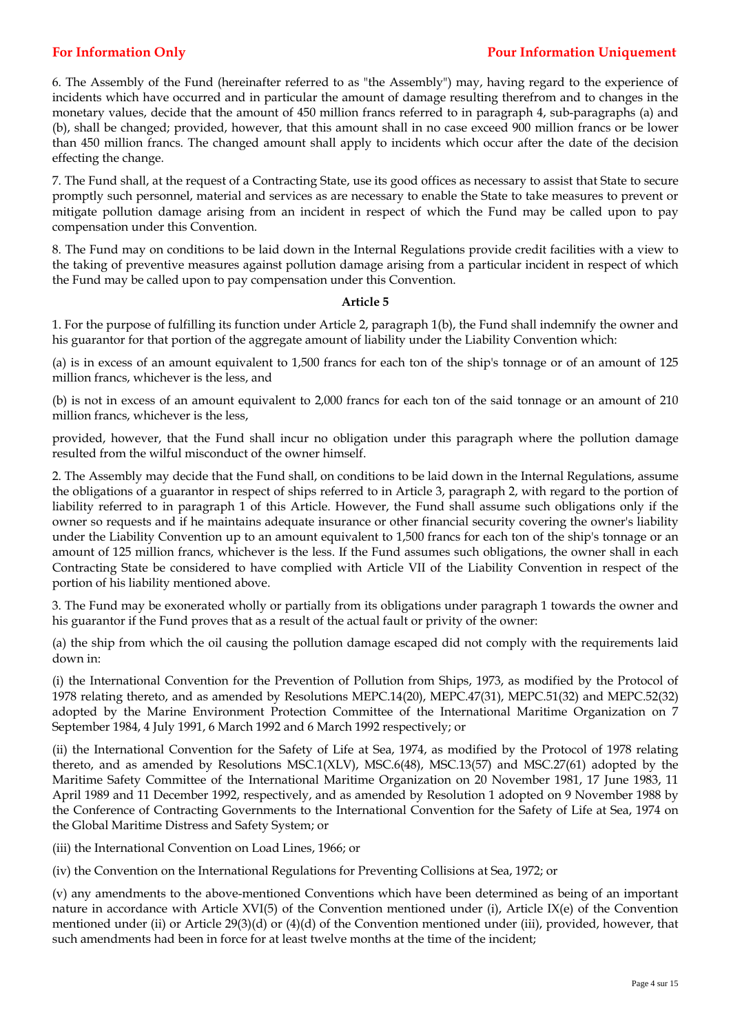6. The Assembly of the Fund (hereinafter referred to as "the Assembly") may, having regard to the experience of incidents which have occurred and in particular the amount of damage resulting therefrom and to changes in the monetary values, decide that the amount of 450 million francs referred to in paragraph 4, sub-paragraphs (a) and (b), shall be changed; provided, however, that this amount shall in no case exceed 900 million francs or be lower than 450 million francs. The changed amount shall apply to incidents which occur after the date of the decision effecting the change.

7. The Fund shall, at the request of a Contracting State, use its good offices as necessary to assist that State to secure promptly such personnel, material and services as are necessary to enable the State to take measures to prevent or mitigate pollution damage arising from an incident in respect of which the Fund may be called upon to pay compensation under this Convention.

8. The Fund may on conditions to be laid down in the Internal Regulations provide credit facilities with a view to the taking of preventive measures against pollution damage arising from a particular incident in respect of which the Fund may be called upon to pay compensation under this Convention.

**Article 5**

1. For the purpose of fulfilling its function under Article 2, paragraph 1(b), the Fund shall indemnify the owner and his guarantor for that portion of the aggregate amount of liability under the Liability Convention which:

(a) is in excess of an amount equivalent to 1,500 francs for each ton of the ship's tonnage or of an amount of 125 million francs, whichever is the less, and

(b) is not in excess of an amount equivalent to 2,000 francs for each ton of the said tonnage or an amount of 210 million francs, whichever is the less,

provided, however, that the Fund shall incur no obligation under this paragraph where the pollution damage resulted from the wilful misconduct of the owner himself.

2. The Assembly may decide that the Fund shall, on conditions to be laid down in the Internal Regulations, assume the obligations of a guarantor in respect of ships referred to in Article 3, paragraph 2, with regard to the portion of liability referred to in paragraph 1 of this Article. However, the Fund shall assume such obligations only if the owner so requests and if he maintains adequate insurance or other financial security covering the owner's liability under the Liability Convention up to an amount equivalent to 1,500 francs for each ton of the ship's tonnage or an amount of 125 million francs, whichever is the less. If the Fund assumes such obligations, the owner shall in each Contracting State be considered to have complied with Article VII of the Liability Convention in respect of the portion of his liability mentioned above.

3. The Fund may be exonerated wholly or partially from its obligations under paragraph 1 towards the owner and his guarantor if the Fund proves that as a result of the actual fault or privity of the owner:

(a) the ship from which the oil causing the pollution damage escaped did not comply with the requirements laid down in:

(i) the International Convention for the Prevention of Pollution from Ships, 1973, as modified by the Protocol of 1978 relating thereto, and as amended by Resolutions MEPC.14(20), MEPC.47(31), MEPC.51(32) and MEPC.52(32) adopted by the Marine Environment Protection Committee of the International Maritime Organization on 7 September 1984, 4 July 1991, 6 March 1992 and 6 March 1992 respectively; or

(ii) the International Convention for the Safety of Life at Sea, 1974, as modified by the Protocol of 1978 relating thereto, and as amended by Resolutions MSC.1(XLV), MSC.6(48), MSC.13(57) and MSC.27(61) adopted by the Maritime Safety Committee of the International Maritime Organization on 20 November 1981, 17 June 1983, 11 April 1989 and 11 December 1992, respectively, and as amended by Resolution 1 adopted on 9 November 1988 by the Conference of Contracting Governments to the International Convention for the Safety of Life at Sea, 1974 on the Global Maritime Distress and Safety System; or

(iii) the International Convention on Load Lines, 1966; or

(iv) the Convention on the International Regulations for Preventing Collisions at Sea, 1972; or

(v) any amendments to the above-mentioned Conventions which have been determined as being of an important nature in accordance with Article XVI(5) of the Convention mentioned under (i), Article IX(e) of the Convention mentioned under (ii) or Article 29(3)(d) or (4)(d) of the Convention mentioned under (iii), provided, however, that such amendments had been in force for at least twelve months at the time of the incident;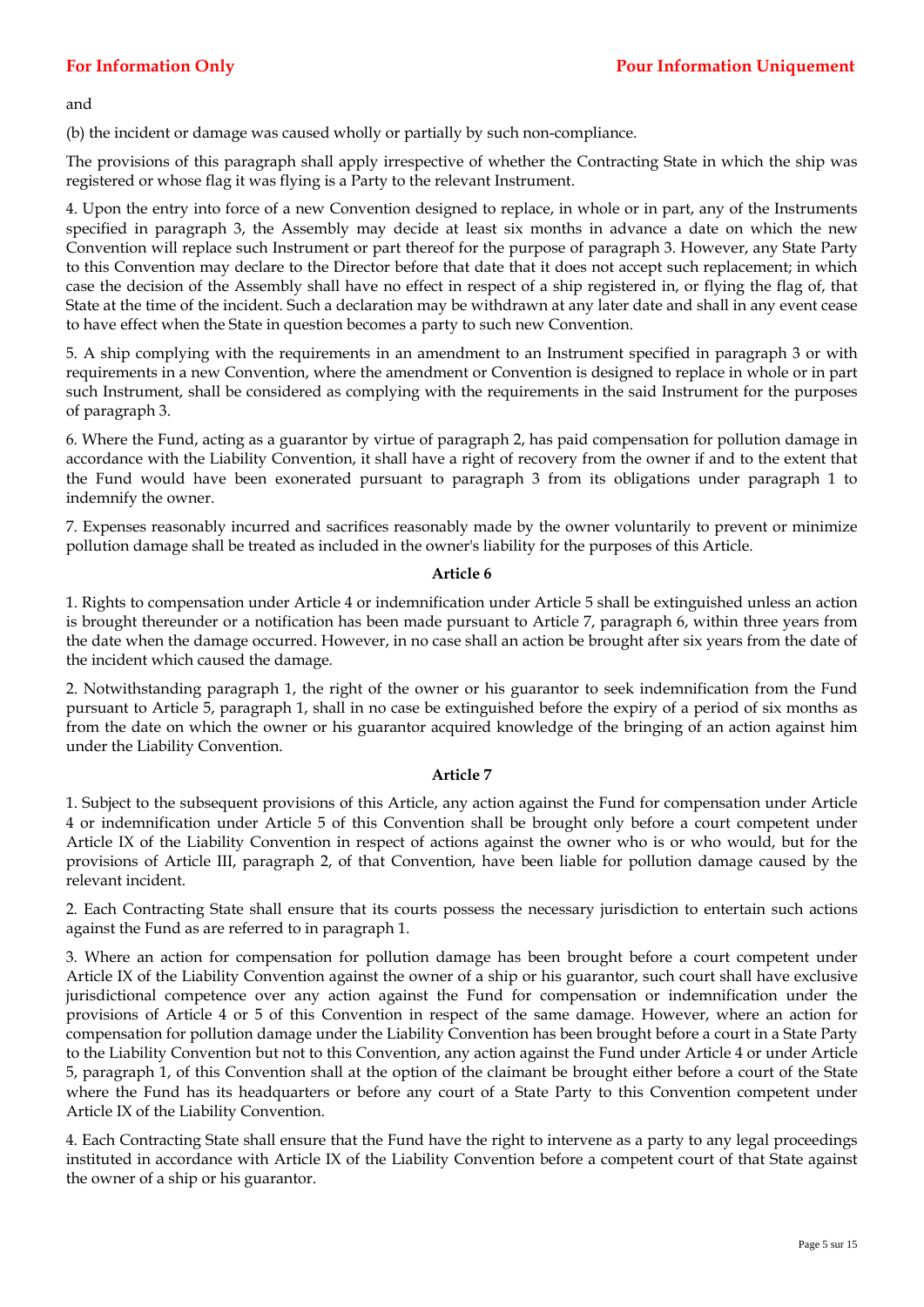and

(b) the incident or damage was caused wholly or partially by such non-compliance.

The provisions of this paragraph shall apply irrespective of whether the Contracting State in which the ship was registered or whose flag it was flying is a Party to the relevant Instrument.

4. Upon the entry into force of a new Convention designed to replace, in whole or in part, any of the Instruments specified in paragraph 3, the Assembly may decide at least six months in advance a date on which the new Convention will replace such Instrument or part thereof for the purpose of paragraph 3. However, any State Party to this Convention may declare to the Director before that date that it does not accept such replacement; in which case the decision of the Assembly shall have no effect in respect of a ship registered in, or flying the flag of, that State at the time of the incident. Such a declaration may be withdrawn at any later date and shall in any event cease to have effect when the State in question becomes a party to such new Convention.

5. A ship complying with the requirements in an amendment to an Instrument specified in paragraph 3 or with requirements in a new Convention, where the amendment or Convention is designed to replace in whole or in part such Instrument, shall be considered as complying with the requirements in the said Instrument for the purposes of paragraph 3.

6. Where the Fund, acting as a guarantor by virtue of paragraph 2, has paid compensation for pollution damage in accordance with the Liability Convention, it shall have a right of recovery from the owner if and to the extent that the Fund would have been exonerated pursuant to paragraph 3 from its obligations under paragraph 1 to indemnify the owner.

7. Expenses reasonably incurred and sacrifices reasonably made by the owner voluntarily to prevent or minimize pollution damage shall be treated as included in the owner's liability for the purposes of this Article.

**Article 6**

1. Rights to compensation under Article 4 or indemnification under Article 5 shall be extinguished unless an action is brought thereunder or a notification has been made pursuant to Article 7, paragraph 6, within three years from the date when the damage occurred. However, in no case shall an action be brought after six years from the date of the incident which caused the damage.

2. Notwithstanding paragraph 1, the right of the owner or his guarantor to seek indemnification from the Fund pursuant to Article 5, paragraph 1, shall in no case be extinguished before the expiry of a period of six months as from the date on which the owner or his guarantor acquired knowledge of the bringing of an action against him under the Liability Convention.

**Article 7**

1. Subject to the subsequent provisions of this Article, any action against the Fund for compensation under Article 4 or indemnification under Article 5 of this Convention shall be brought only before a court competent under Article IX of the Liability Convention in respect of actions against the owner who is or who would, but for the provisions of Article III, paragraph 2, of that Convention, have been liable for pollution damage caused by the relevant incident.

2. Each Contracting State shall ensure that its courts possess the necessary jurisdiction to entertain such actions against the Fund as are referred to in paragraph 1.

3. Where an action for compensation for pollution damage has been brought before a court competent under Article IX of the Liability Convention against the owner of a ship or his guarantor, such court shall have exclusive jurisdictional competence over any action against the Fund for compensation or indemnification under the provisions of Article 4 or 5 of this Convention in respect of the same damage. However, where an action for compensation for pollution damage under the Liability Convention has been brought before a court in a State Party to the Liability Convention but not to this Convention, any action against the Fund under Article 4 or under Article 5, paragraph 1, of this Convention shall at the option of the claimant be brought either before a court of the State where the Fund has its headquarters or before any court of a State Party to this Convention competent under Article IX of the Liability Convention.

4. Each Contracting State shall ensure that the Fund have the right to intervene as a party to any legal proceedings instituted in accordance with Article IX of the Liability Convention before a competent court of that State against the owner of a ship or his guarantor.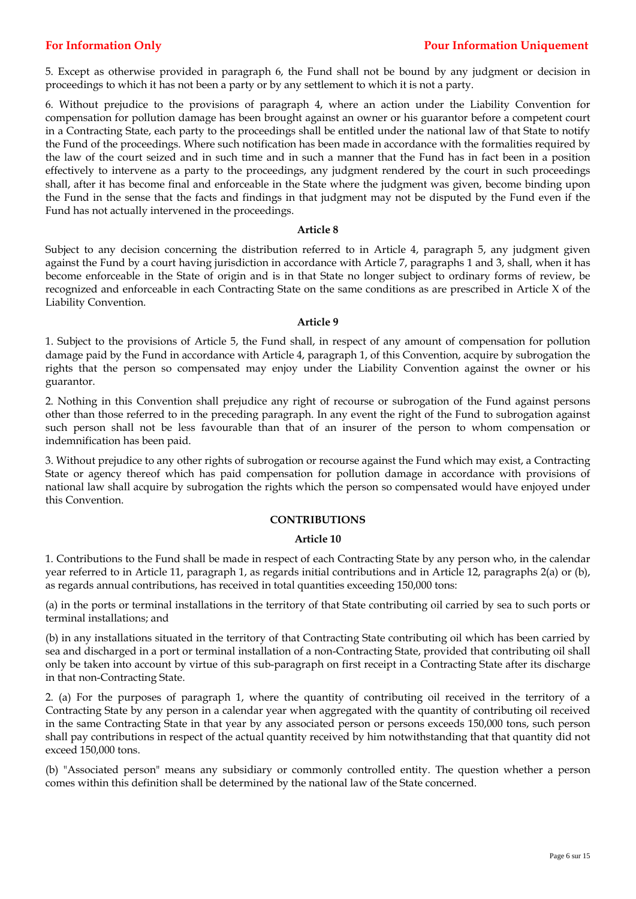5. Except as otherwise provided in paragraph 6, the Fund shall not be bound by any judgment or decision in proceedings to which it has not been a party or by any settlement to which it is not a party.

6. Without prejudice to the provisions of paragraph 4, where an action under the Liability Convention for compensation for pollution damage has been brought against an owner or his guarantor before a competent court in a Contracting State, each party to the proceedings shall be entitled under the national law of that State to notify the Fund of the proceedings. Where such notification has been made in accordance with the formalities required by the law of the court seized and in such time and in such a manner that the Fund has in fact been in a position effectively to intervene as a party to the proceedings, any judgment rendered by the court in such proceedings shall, after it has become final and enforceable in the State where the judgment was given, become binding upon the Fund in the sense that the facts and findings in that judgment may not be disputed by the Fund even if the Fund has not actually intervened in the proceedings.

**Article 8**

Subject to any decision concerning the distribution referred to in Article 4, paragraph 5, any judgment given against the Fund by a court having jurisdiction in accordance with Article 7, paragraphs 1 and 3, shall, when it has become enforceable in the State of origin and is in that State no longer subject to ordinary forms of review, be recognized and enforceable in each Contracting State on the same conditions as are prescribed in Article X of the Liability Convention.

**Article 9**

1. Subject to the provisions of Article 5, the Fund shall, in respect of any amount of compensation for pollution damage paid by the Fund in accordance with Article 4, paragraph 1, of this Convention, acquire by subrogation the rights that the person so compensated may enjoy under the Liability Convention against the owner or his guarantor.

2. Nothing in this Convention shall prejudice any right of recourse or subrogation of the Fund against persons other than those referred to in the preceding paragraph. In any event the right of the Fund to subrogation against such person shall not be less favourable than that of an insurer of the person to whom compensation or indemnification has been paid.

3. Without prejudice to any other rights of subrogation or recourse against the Fund which may exist, a Contracting State or agency thereof which has paid compensation for pollution damage in accordance with provisions of national law shall acquire by subrogation the rights which the person so compensated would have enjoyed under this Convention.

**CONTRIBUTIONS**

**Article 10**

1. Contributions to the Fund shall be made in respect of each Contracting State by any person who, in the calendar year referred to in Article 11, paragraph 1, as regards initial contributions and in Article 12, paragraphs 2(a) or (b), as regards annual contributions, has received in total quantities exceeding 150,000 tons:

(a) in the ports or terminal installations in the territory of that State contributing oil carried by sea to such ports or terminal installations; and

(b) in any installations situated in the territory of that Contracting State contributing oil which has been carried by sea and discharged in a port or terminal installation of a non-Contracting State, provided that contributing oil shall only be taken into account by virtue of this sub-paragraph on first receipt in a Contracting State after its discharge in that non-Contracting State.

2. (a) For the purposes of paragraph 1, where the quantity of contributing oil received in the territory of a Contracting State by any person in a calendar year when aggregated with the quantity of contributing oil received in the same Contracting State in that year by any associated person or persons exceeds 150,000 tons, such person shall pay contributions in respect of the actual quantity received by him notwithstanding that that quantity did not exceed 150,000 tons.

(b) "Associated person" means any subsidiary or commonly controlled entity. The question whether a person comes within this definition shall be determined by the national law of the State concerned.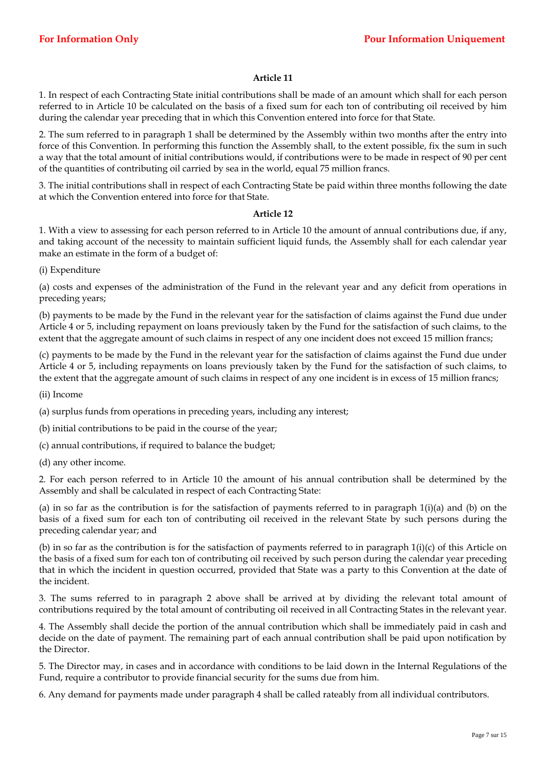### Article 11

1. In respect of each Contracting State initial contributions shall be made of an amount which shall for each person referred to in Article 10 be calculated on the basis of a fixed sum for each ton of contributing oil received by him during the calendar year preceding that in which this Convention entered into force for that State.

2. The sum referred to in paragraph 1 shall be determined by the Assembly within two months after the entry into force of this Convention. In performing this function the Assembly shall, to the extent possible, fix the sum in such a way that the total amount of initial contributions would, if contributions were to be made in respect of 90 per cent of the quantities of contributing oil carried by sea in the world, equal 75 million francs.

3. The initial contributions shall in respect of each Contracting State be paid within three months following the date at which the Convention entered into force for that State.

### Article 12

1. With a view to assessing for each person referred to in Article 10 the amount of annual contributions due, if any, and taking account of the necessity to maintain sufficient liquid funds, the Assembly shall for each calendar year make an estimate in the form of a budget of:

(i) Expenditure

(a) costs and expenses of the administration of the Fund in the relevant year and any deficit from operations in preceding years;

(b) payments to be made by the Fund in the relevant year for the satisfaction of claims against the Fund due under Article 4 or 5, including repayment on loans previously taken by the Fund for the satisfaction of such claims, to the extent that the aggregate amount of such claims in respect of any one incident does not exceed 15 million francs;

(c) payments to be made by the Fund in the relevant year for the satisfaction of claims against the Fund due under Article 4 or 5, including repayments on loans previously taken by the Fund for the satisfaction of such claims, to the extent that the aggregate amount of such claims in respect of any one incident is in excess of 15 million francs;

(ii) Income

(a) surplus funds from operations in preceding years, including any interest;

(b) initial contributions to be paid in the course of the year;

(c) annual contributions, if required to balance the budget;

(d) any other income.

2. For each person referred to in Article 10 the amount of his annual contribution shall be determined by the Assembly and shall be calculated in respect of each Contracting State:

(a) in so far as the contribution is for the satisfaction of payments referred to in paragraph 1(i)(a) and (b) on the basis of a fixed sum for each ton of contributing oil received in the relevant State by such persons during the preceding calendar year; and

(b) in so far as the contribution is for the satisfaction of payments referred to in paragraph 1(i)(c) of this Article on the basis of a fixed sum for each ton of contributing oil received by such person during the calendar year preceding that in which the incident in question occurred, provided that State was a party to this Convention at the date of the incident.

3. The sums referred to in paragraph 2 above shall be arrived at by dividing the relevant total amount of contributions required by the total amount of contributing oil received in all Contracting States in the relevant year.

4. The Assembly shall decide the portion of the annual contribution which shall be immediately paid in cash and decide on the date of payment. The remaining part of each annual contribution shall be paid upon notification by the Director.

5. The Director may, in cases and in accordance with conditions to be laid down in the Internal Regulations of the Fund, require a contributor to provide financial security for the sums due from him.

6. Any demand for payments made under paragraph 4 shall be called rateably from all individual contributors.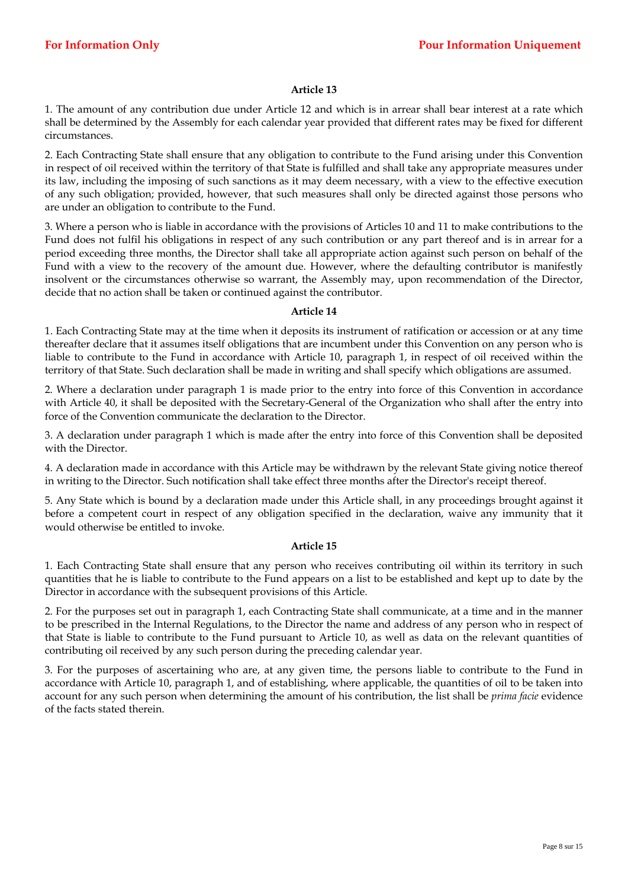### Article 13

1. The amount of any contribution due under Article 12 and which is in arrear shall bear interest at a rate which shall be determined by the Assembly for each calendar year provided that different rates may be fixed for different circumstances.

2. Each Contracting State shall ensure that any obligation to contribute to the Fund arising under this Convention in respect of oil received within the territory of that State is fulfilled and shall take any appropriate measures under its law, including the imposing of such sanctions as it may deem necessary, with a view to the effective execution of any such obligation; provided, however, that such measures shall only be directed against those persons who are under an obligation to contribute to the Fund.

3. Where a person who is liable in accordance with the provisions of Articles 10 and 11 to make contributions to the Fund does not fulfil his obligations in respect of any such contribution or any part thereof and is in arrear for a period exceeding three months, the Director shall take all appropriate action against such person on behalf of the Fund with a view to the recovery of the amount due. However, where the defaulting contributor is manifestly insolvent or the circumstances otherwise so warrant, the Assembly may, upon recommendation of the Director, decide that no action shall be taken or continued against the contributor.

### Article 14

1. Each Contracting State may at the time when it deposits its instrument of ratification or accession or at any time thereafter declare that it assumes itself obligations that are incumbent under this Convention on any person who is liable to contribute to the Fund in accordance with Article 10, paragraph 1, in respect of oil received within the territory of that State. Such declaration shall be made in writing and shall specify which obligations are assumed.

2. Where a declaration under paragraph 1 is made prior to the entry into force of this Convention in accordance with Article 40, it shall be deposited with the Secretary-General of the Organization who shall after the entry into force of the Convention communicate the declaration to the Director.

3. A declaration under paragraph 1 which is made after the entry into force of this Convention shall be deposited with the Director.

4. A declaration made in accordance with this Article may be withdrawn by the relevant State giving notice thereof in writing to the Director. Such notification shall take effect three months after the Director's receipt thereof.

5. Any State which is bound by a declaration made under this Article shall, in any proceedings brought against it before a competent court in respect of any obligation specified in the declaration, waive any immunity that it would otherwise be entitled to invoke.

### Article 15

1. Each Contracting State shall ensure that any person who receives contributing oil within its territory in such quantities that he is liable to contribute to the Fund appears on a list to be established and kept up to date by the Director in accordance with the subsequent provisions of this Article.

2. For the purposes set out in paragraph 1, each Contracting State shall communicate, at a time and in the manner to be prescribed in the Internal Regulations, to the Director the name and address of any person who in respect of that State is liable to contribute to the Fund pursuant to Article 10, as well as data on the relevant quantities of contributing oil received by any such person during the preceding calendar year.

3. For the purposes of ascertaining who are, at any given time, the persons liable to contribute to the Fund in accordance with Article 10, paragraph 1, and of establishing, where applicable, the quantities of oil to be taken into account for any such person when determining the amount of his contribution, the list shall be *prima facie* evidence of the facts stated therein.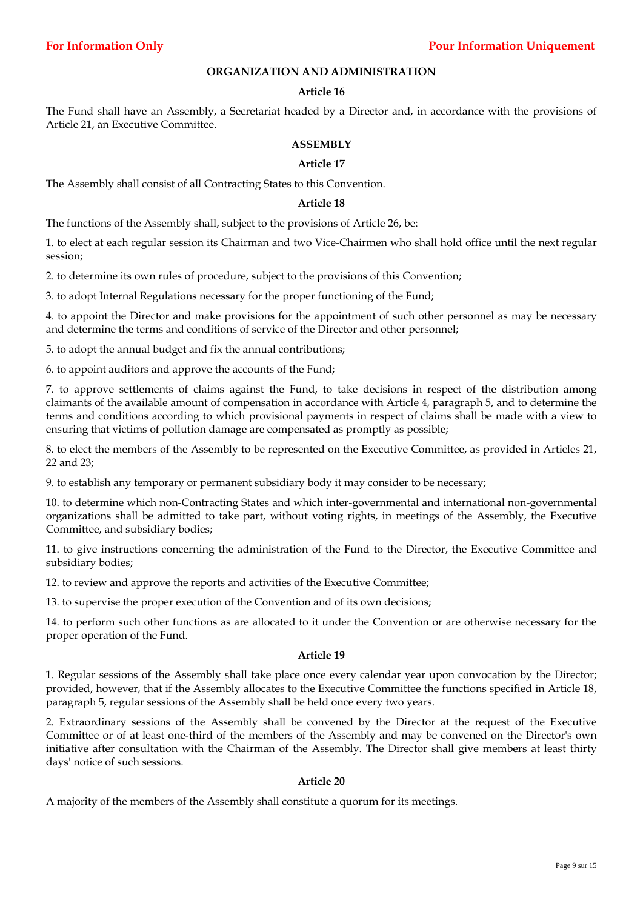## ORGANIZATION AND ADMINISTRATION

### Article 16

The Fund shall have an Assembly, a Secretariat headed by a Director and, in accordance with the provisions of Article 21, an Executive Committee.

## ASSEMBLY

### Article 17

The Assembly shall consist of all Contracting States to this Convention.

### Article 18

The functions of the Assembly shall, subject to the provisions of Article 26, be:

1. to elect at each regular session its Chairman and two Vice-Chairmen who shall hold office until the next regular session;

2. to determine its own rules of procedure, subject to the provisions of this Convention;

3. to adopt Internal Regulations necessary for the proper functioning of the Fund;

4. to appoint the Director and make provisions for the appointment of such other personnel as may be necessary and determine the terms and conditions of service of the Director and other personnel;

5. to adopt the annual budget and fix the annual contributions;

6. to appoint auditors and approve the accounts of the Fund;

7. to approve settlements of claims against the Fund, to take decisions in respect of the distribution among claimants of the available amount of compensation in accordance with Article 4, paragraph 5, and to determine the terms and conditions according to which provisional payments in respect of claims shall be made with a view to ensuring that victims of pollution damage are compensated as promptly as possible;

8. to elect the members of the Assembly to be represented on the Executive Committee, as provided in Articles 21, 22 and 23;

9. to establish any temporary or permanent subsidiary body it may consider to be necessary;

10. to determine which non-Contracting States and which inter-governmental and international non-governmental organizations shall be admitted to take part, without voting rights, in meetings of the Assembly, the Executive Committee, and subsidiary bodies;

11. to give instructions concerning the administration of the Fund to the Director, the Executive Committee and subsidiary bodies;

12. to review and approve the reports and activities of the Executive Committee;

13. to supervise the proper execution of the Convention and of its own decisions;

14. to perform such other functions as are allocated to it under the Convention or are otherwise necessary for the proper operation of the Fund.

### Article 19

1. Regular sessions of the Assembly shall take place once every calendar year upon convocation by the Director; provided, however, that if the Assembly allocates to the Executive Committee the functions specified in Article 18, paragraph 5, regular sessions of the Assembly shall be held once every two years.

2. Extraordinary sessions of the Assembly shall be convened by the Director at the request of the Executive Committee or of at least one-third of the members of the Assembly and may be convened on the Director's own initiative after consultation with the Chairman of the Assembly. The Director shall give members at least thirty days' notice of such sessions.

### Article 20

A majority of the members of the Assembly shall constitute a quorum for its meetings.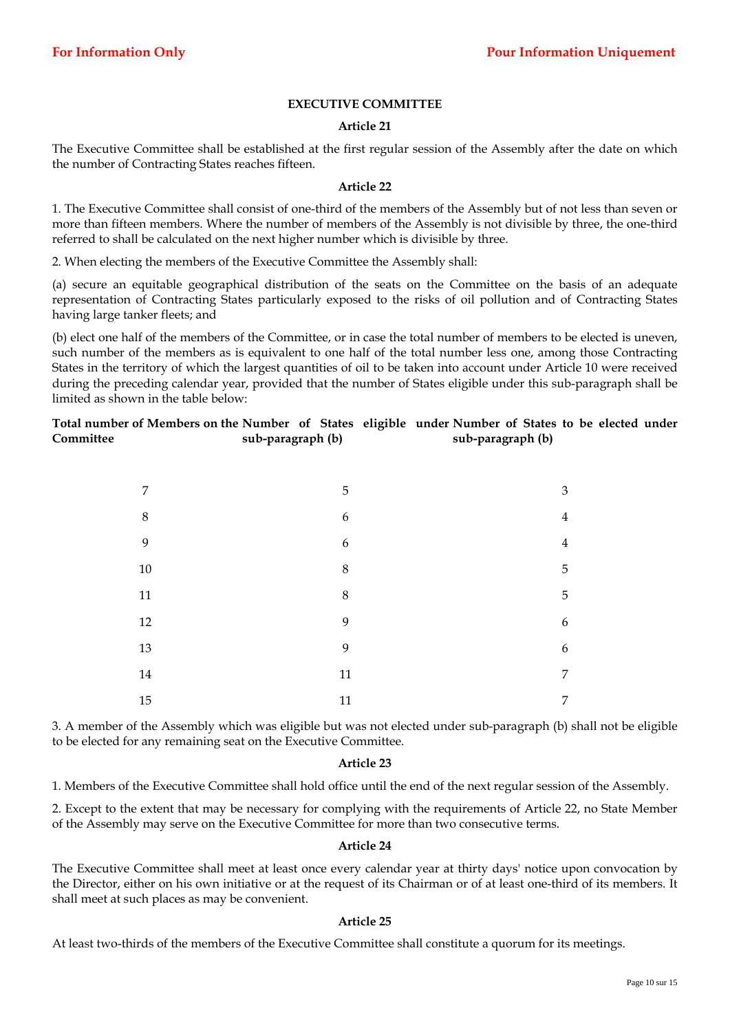## EXECUTIVE COMMITTEE

### Article 21

The Executive Committee shall be established at the first regular session of the Assembly after the date on which the number of Contracting States reaches fifteen.

### Article 22

1. The Executive Committee shall consist of one-third of the members of the Assembly but of not less than seven or more than fifteen members. Where the number of members of the Assembly is not divisible by three, the one-third referred to shall be calculated on the next higher number which is divisible by three.

2. When electing the members of the Executive Committee the Assembly shall:

(a) secure an equitable geographical distribution of the seats on the Committee on the basis of an adequate representation of Contracting States particularly exposed to the risks of oil pollution and of Contracting States having large tanker fleets; and

(b) elect one half of the members of the Committee, or in case the total number of members to be elected is uneven, such number of the members as is equivalent to one half of the total number less one, among those Contracting States in the territory of which the largest quantities of oil to be taken into account under Article 10 were received during the preceding calendar year, provided that the number of States eligible under this sub-paragraph shall be limited as shown in the table below:

| Total number of Members on the Committee | Number of States eligible under sub-paragraph (b) | Number of States to be elected under sub-paragraph (b) |
|---|---|---|
| 7 | 5 | 3 |
| 8 | 6 | 4 |
| 9 | 6 | 4 |
| 10 | 8 | 5 |
| 11 | 8 | 5 |
| 12 | 9 | 6 |
| 13 | 9 | 6 |
| 14 | 11 | 7 |
| 15 | 11 | 7 |

3. A member of the Assembly which was eligible but was not elected under sub-paragraph (b) shall not be eligible to be elected for any remaining seat on the Executive Committee.

### Article 23

1. Members of the Executive Committee shall hold office until the end of the next regular session of the Assembly.

2. Except to the extent that may be necessary for complying with the requirements of Article 22, no State Member of the Assembly may serve on the Executive Committee for more than two consecutive terms.

### Article 24

The Executive Committee shall meet at least once every calendar year at thirty days' notice upon convocation by the Director, either on his own initiative or at the request of its Chairman or of at least one-third of its members. It shall meet at such places as may be convenient.

### Article 25

At least two-thirds of the members of the Executive Committee shall constitute a quorum for its meetings.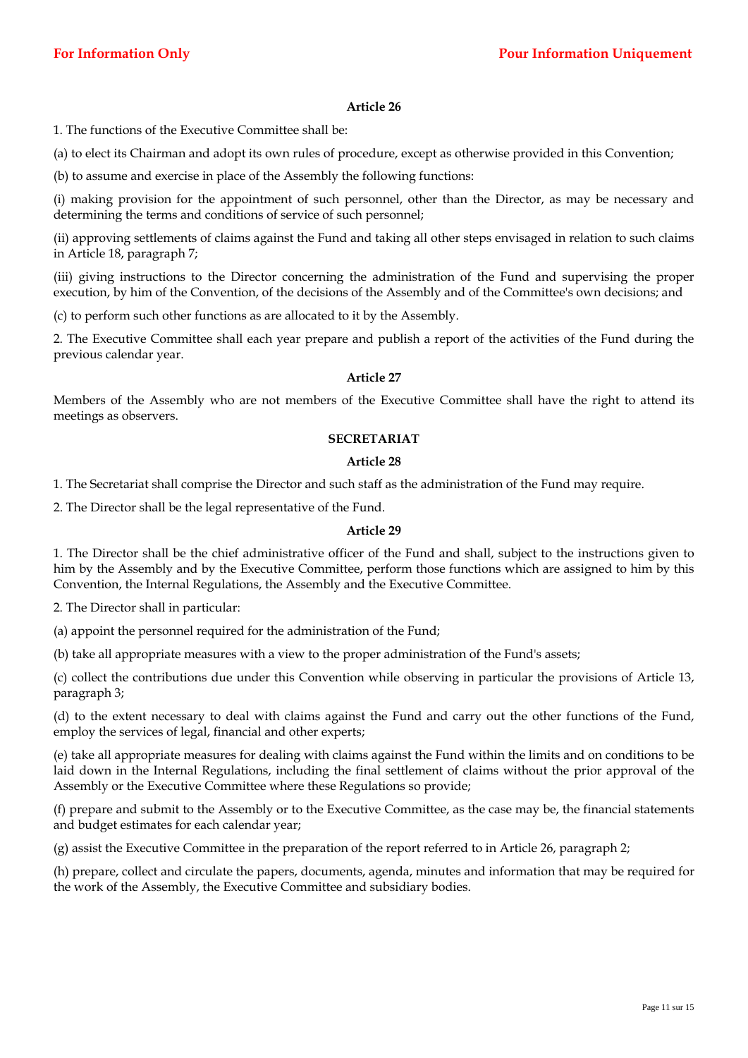**Article 26**

1. The functions of the Executive Committee shall be:

(a) to elect its Chairman and adopt its own rules of procedure, except as otherwise provided in this Convention;

(b) to assume and exercise in place of the Assembly the following functions:

(i) making provision for the appointment of such personnel, other than the Director, as may be necessary and determining the terms and conditions of service of such personnel;

(ii) approving settlements of claims against the Fund and taking all other steps envisaged in relation to such claims in Article 18, paragraph 7;

(iii) giving instructions to the Director concerning the administration of the Fund and supervising the proper execution, by him of the Convention, of the decisions of the Assembly and of the Committee's own decisions; and

(c) to perform such other functions as are allocated to it by the Assembly.

2. The Executive Committee shall each year prepare and publish a report of the activities of the Fund during the previous calendar year.

**Article 27**

Members of the Assembly who are not members of the Executive Committee shall have the right to attend its meetings as observers.

**SECRETARIAT**

**Article 28**

1. The Secretariat shall comprise the Director and such staff as the administration of the Fund may require.

2. The Director shall be the legal representative of the Fund.

**Article 29**

1. The Director shall be the chief administrative officer of the Fund and shall, subject to the instructions given to him by the Assembly and by the Executive Committee, perform those functions which are assigned to him by this Convention, the Internal Regulations, the Assembly and the Executive Committee.

2. The Director shall in particular:

(a) appoint the personnel required for the administration of the Fund;

(b) take all appropriate measures with a view to the proper administration of the Fund's assets;

(c) collect the contributions due under this Convention while observing in particular the provisions of Article 13, paragraph 3;

(d) to the extent necessary to deal with claims against the Fund and carry out the other functions of the Fund, employ the services of legal, financial and other experts;

(e) take all appropriate measures for dealing with claims against the Fund within the limits and on conditions to be laid down in the Internal Regulations, including the final settlement of claims without the prior approval of the Assembly or the Executive Committee where these Regulations so provide;

(f) prepare and submit to the Assembly or to the Executive Committee, as the case may be, the financial statements and budget estimates for each calendar year;

(g) assist the Executive Committee in the preparation of the report referred to in Article 26, paragraph 2;

(h) prepare, collect and circulate the papers, documents, agenda, minutes and information that may be required for the work of the Assembly, the Executive Committee and subsidiary bodies.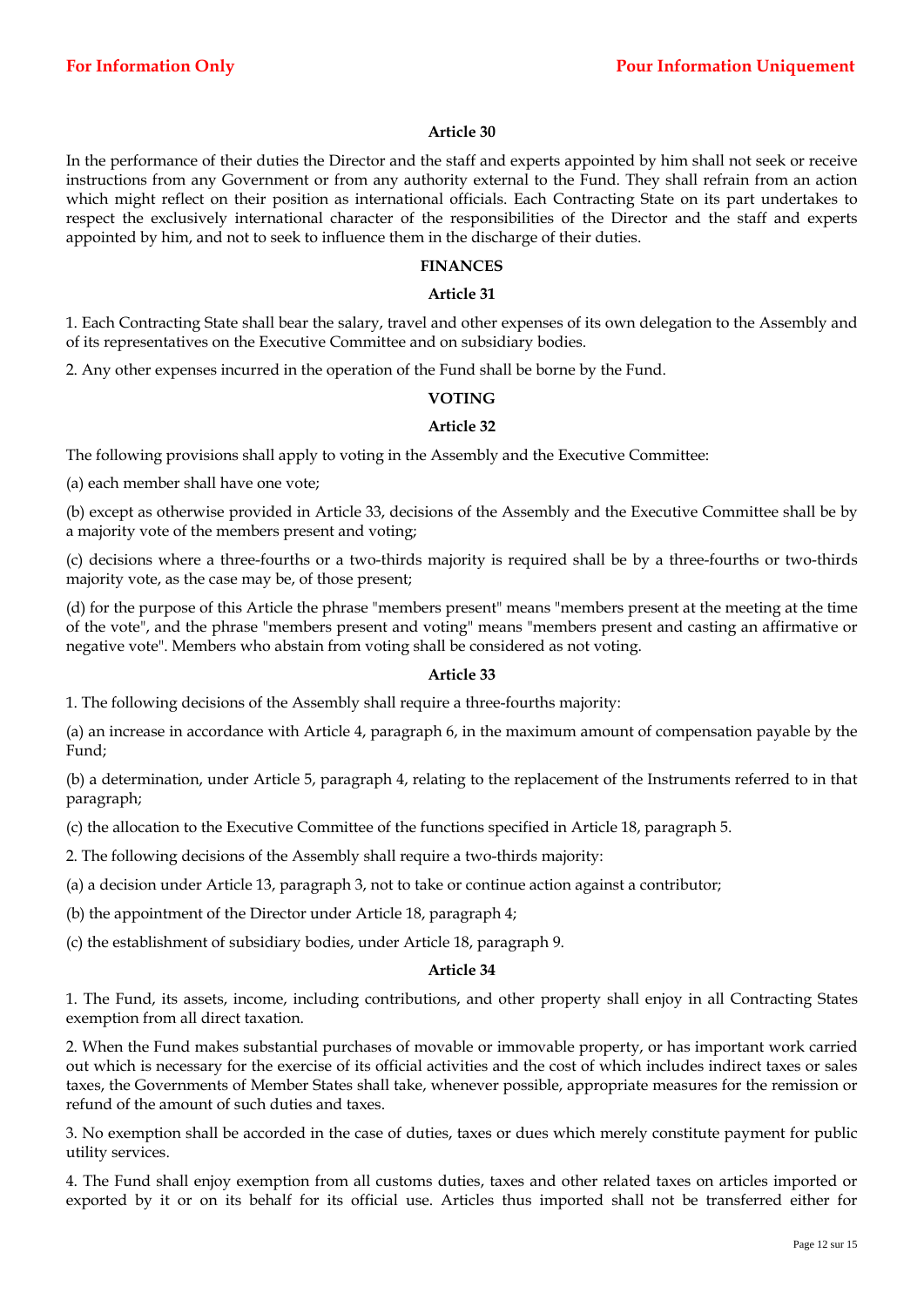**Article 30**

In the performance of their duties the Director and the staff and experts appointed by him shall not seek or receive instructions from any Government or from any authority external to the Fund. They shall refrain from an action which might reflect on their position as international officials. Each Contracting State on its part undertakes to respect the exclusively international character of the responsibilities of the Director and the staff and experts appointed by him, and not to seek to influence them in the discharge of their duties.

**FINANCES**

**Article 31**

1. Each Contracting State shall bear the salary, travel and other expenses of its own delegation to the Assembly and of its representatives on the Executive Committee and on subsidiary bodies.

2. Any other expenses incurred in the operation of the Fund shall be borne by the Fund.

**VOTING**

**Article 32**

The following provisions shall apply to voting in the Assembly and the Executive Committee:

(a) each member shall have one vote;

(b) except as otherwise provided in Article 33, decisions of the Assembly and the Executive Committee shall be by a majority vote of the members present and voting;

(c) decisions where a three-fourths or a two-thirds majority is required shall be by a three-fourths or two-thirds majority vote, as the case may be, of those present;

(d) for the purpose of this Article the phrase "members present" means "members present at the meeting at the time of the vote", and the phrase "members present and voting" means "members present and casting an affirmative or negative vote". Members who abstain from voting shall be considered as not voting.

**Article 33**

1. The following decisions of the Assembly shall require a three-fourths majority:

(a) an increase in accordance with Article 4, paragraph 6, in the maximum amount of compensation payable by the Fund;

(b) a determination, under Article 5, paragraph 4, relating to the replacement of the Instruments referred to in that paragraph;

(c) the allocation to the Executive Committee of the functions specified in Article 18, paragraph 5.

2. The following decisions of the Assembly shall require a two-thirds majority:

(a) a decision under Article 13, paragraph 3, not to take or continue action against a contributor;

(b) the appointment of the Director under Article 18, paragraph 4;

(c) the establishment of subsidiary bodies, under Article 18, paragraph 9.

**Article 34**

1. The Fund, its assets, income, including contributions, and other property shall enjoy in all Contracting States exemption from all direct taxation.

2. When the Fund makes substantial purchases of movable or immovable property, or has important work carried out which is necessary for the exercise of its official activities and the cost of which includes indirect taxes or sales taxes, the Governments of Member States shall take, whenever possible, appropriate measures for the remission or refund of the amount of such duties and taxes.

3. No exemption shall be accorded in the case of duties, taxes or dues which merely constitute payment for public utility services.

4. The Fund shall enjoy exemption from all customs duties, taxes and other related taxes on articles imported or exported by it or on its behalf for its official use. Articles thus imported shall not be transferred either for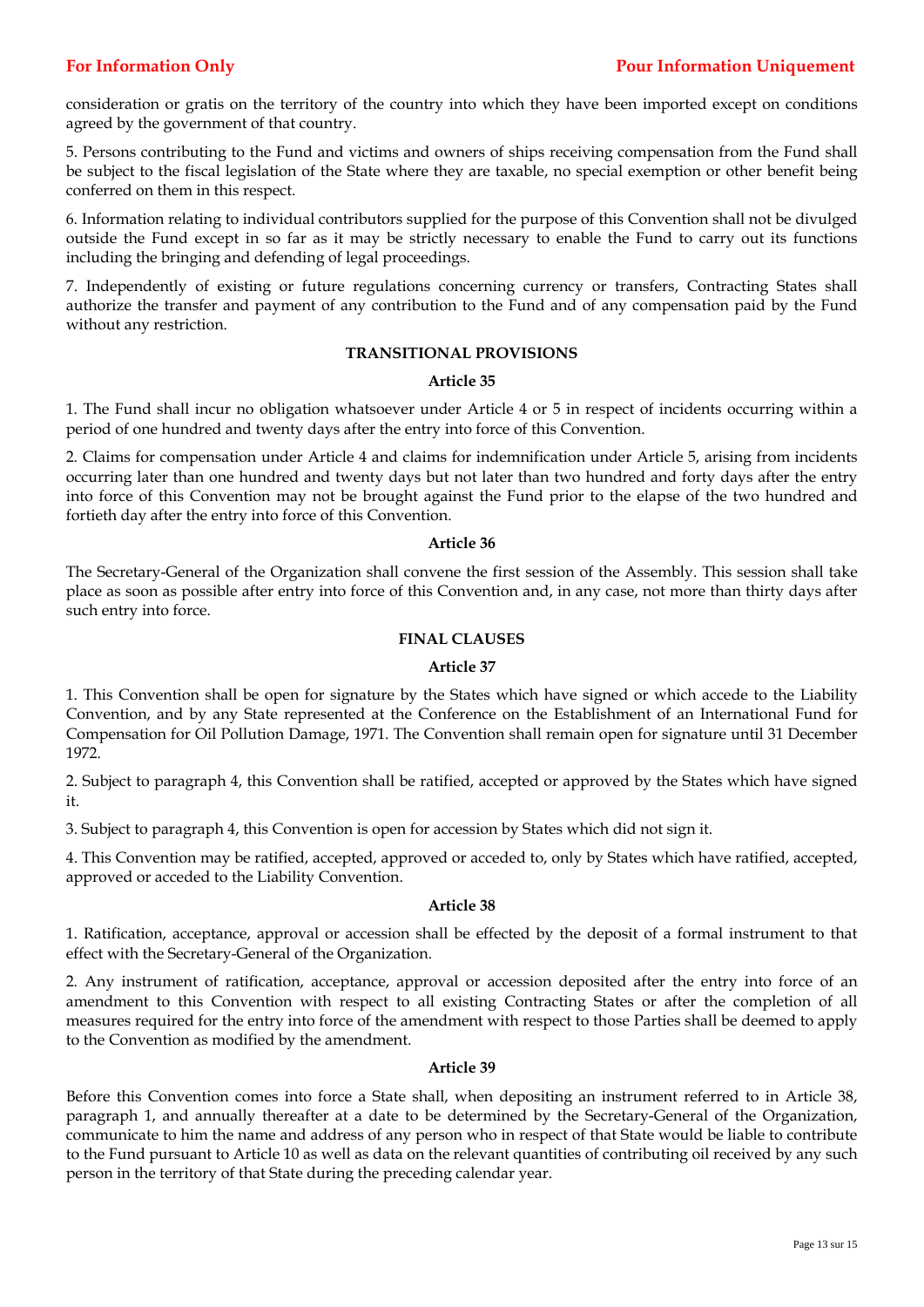consideration or gratis on the territory of the country into which they have been imported except on conditions agreed by the government of that country.

5. Persons contributing to the Fund and victims and owners of ships receiving compensation from the Fund shall be subject to the fiscal legislation of the State where they are taxable, no special exemption or other benefit being conferred on them in this respect.

6. Information relating to individual contributors supplied for the purpose of this Convention shall not be divulged outside the Fund except in so far as it may be strictly necessary to enable the Fund to carry out its functions including the bringing and defending of legal proceedings.

7. Independently of existing or future regulations concerning currency or transfers, Contracting States shall authorize the transfer and payment of any contribution to the Fund and of any compensation paid by the Fund without any restriction.

## TRANSITIONAL PROVISIONS

### Article 35

1. The Fund shall incur no obligation whatsoever under Article 4 or 5 in respect of incidents occurring within a period of one hundred and twenty days after the entry into force of this Convention.

2. Claims for compensation under Article 4 and claims for indemnification under Article 5, arising from incidents occurring later than one hundred and twenty days but not later than two hundred and forty days after the entry into force of this Convention may not be brought against the Fund prior to the elapse of the two hundred and fortieth day after the entry into force of this Convention.

### Article 36

The Secretary-General of the Organization shall convene the first session of the Assembly. This session shall take place as soon as possible after entry into force of this Convention and, in any case, not more than thirty days after such entry into force.

## FINAL CLAUSES

### Article 37

1. This Convention shall be open for signature by the States which have signed or which accede to the Liability Convention, and by any State represented at the Conference on the Establishment of an International Fund for Compensation for Oil Pollution Damage, 1971. The Convention shall remain open for signature until 31 December 1972.

2. Subject to paragraph 4, this Convention shall be ratified, accepted or approved by the States which have signed it.

3. Subject to paragraph 4, this Convention is open for accession by States which did not sign it.

4. This Convention may be ratified, accepted, approved or acceded to, only by States which have ratified, accepted, approved or acceded to the Liability Convention.

### Article 38

1. Ratification, acceptance, approval or accession shall be effected by the deposit of a formal instrument to that effect with the Secretary-General of the Organization.

2. Any instrument of ratification, acceptance, approval or accession deposited after the entry into force of an amendment to this Convention with respect to all existing Contracting States or after the completion of all measures required for the entry into force of the amendment with respect to those Parties shall be deemed to apply to the Convention as modified by the amendment.

### Article 39

Before this Convention comes into force a State shall, when depositing an instrument referred to in Article 38, paragraph 1, and annually thereafter at a date to be determined by the Secretary-General of the Organization, communicate to him the name and address of any person who in respect of that State would be liable to contribute to the Fund pursuant to Article 10 as well as data on the relevant quantities of contributing oil received by any such person in the territory of that State during the preceding calendar year.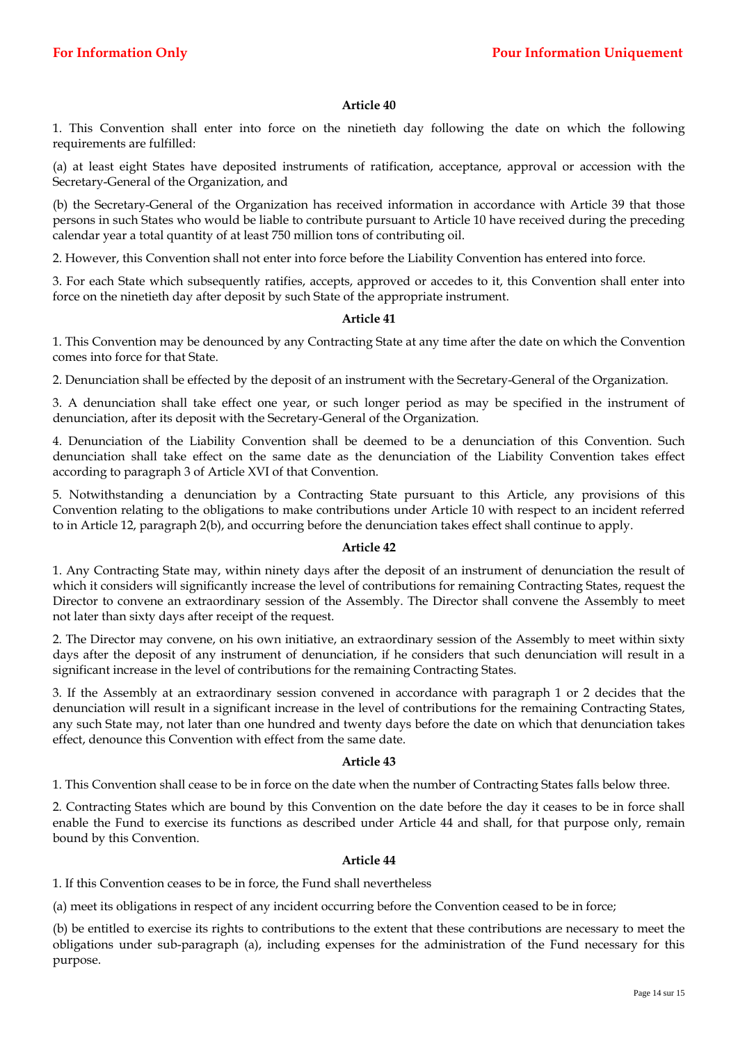**Article 40**

1. This Convention shall enter into force on the ninetieth day following the date on which the following requirements are fulfilled:

(a) at least eight States have deposited instruments of ratification, acceptance, approval or accession with the Secretary-General of the Organization, and

(b) the Secretary-General of the Organization has received information in accordance with Article 39 that those persons in such States who would be liable to contribute pursuant to Article 10 have received during the preceding calendar year a total quantity of at least 750 million tons of contributing oil.

2. However, this Convention shall not enter into force before the Liability Convention has entered into force.

3. For each State which subsequently ratifies, accepts, approved or accedes to it, this Convention shall enter into force on the ninetieth day after deposit by such State of the appropriate instrument.

**Article 41**

1. This Convention may be denounced by any Contracting State at any time after the date on which the Convention comes into force for that State.

2. Denunciation shall be effected by the deposit of an instrument with the Secretary-General of the Organization.

3. A denunciation shall take effect one year, or such longer period as may be specified in the instrument of denunciation, after its deposit with the Secretary-General of the Organization.

4. Denunciation of the Liability Convention shall be deemed to be a denunciation of this Convention. Such denunciation shall take effect on the same date as the denunciation of the Liability Convention takes effect according to paragraph 3 of Article XVI of that Convention.

5. Notwithstanding a denunciation by a Contracting State pursuant to this Article, any provisions of this Convention relating to the obligations to make contributions under Article 10 with respect to an incident referred to in Article 12, paragraph 2(b), and occurring before the denunciation takes effect shall continue to apply.

**Article 42**

1. Any Contracting State may, within ninety days after the deposit of an instrument of denunciation the result of which it considers will significantly increase the level of contributions for remaining Contracting States, request the Director to convene an extraordinary session of the Assembly. The Director shall convene the Assembly to meet not later than sixty days after receipt of the request.

2. The Director may convene, on his own initiative, an extraordinary session of the Assembly to meet within sixty days after the deposit of any instrument of denunciation, if he considers that such denunciation will result in a significant increase in the level of contributions for the remaining Contracting States.

3. If the Assembly at an extraordinary session convened in accordance with paragraph 1 or 2 decides that the denunciation will result in a significant increase in the level of contributions for the remaining Contracting States, any such State may, not later than one hundred and twenty days before the date on which that denunciation takes effect, denounce this Convention with effect from the same date.

**Article 43**

1. This Convention shall cease to be in force on the date when the number of Contracting States falls below three.

2. Contracting States which are bound by this Convention on the date before the day it ceases to be in force shall enable the Fund to exercise its functions as described under Article 44 and shall, for that purpose only, remain bound by this Convention.

**Article 44**

1. If this Convention ceases to be in force, the Fund shall nevertheless

(a) meet its obligations in respect of any incident occurring before the Convention ceased to be in force;

(b) be entitled to exercise its rights to contributions to the extent that these contributions are necessary to meet the obligations under sub-paragraph (a), including expenses for the administration of the Fund necessary for this purpose.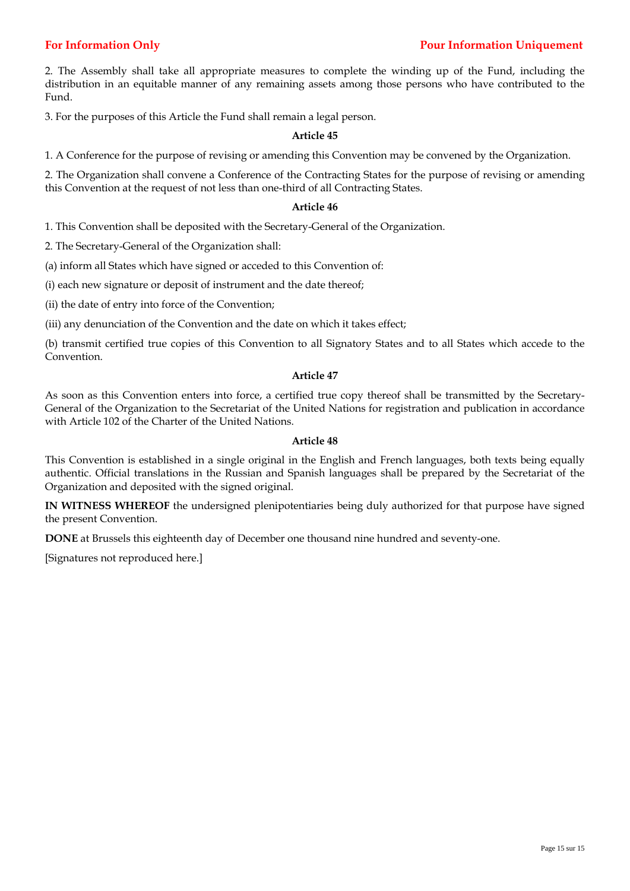2. The Assembly shall take all appropriate measures to complete the winding up of the Fund, including the distribution in an equitable manner of any remaining assets among those persons who have contributed to the Fund.

3. For the purposes of this Article the Fund shall remain a legal person.

**Article 45**

1. A Conference for the purpose of revising or amending this Convention may be convened by the Organization.

2. The Organization shall convene a Conference of the Contracting States for the purpose of revising or amending this Convention at the request of not less than one-third of all Contracting States.

**Article 46**

1. This Convention shall be deposited with the Secretary-General of the Organization.

2. The Secretary-General of the Organization shall:

(a) inform all States which have signed or acceded to this Convention of:

(i) each new signature or deposit of instrument and the date thereof;

(ii) the date of entry into force of the Convention;

(iii) any denunciation of the Convention and the date on which it takes effect;

(b) transmit certified true copies of this Convention to all Signatory States and to all States which accede to the Convention.

**Article 47**

As soon as this Convention enters into force, a certified true copy thereof shall be transmitted by the Secretary-General of the Organization to the Secretariat of the United Nations for registration and publication in accordance with Article 102 of the Charter of the United Nations.

**Article 48**

This Convention is established in a single original in the English and French languages, both texts being equally authentic. Official translations in the Russian and Spanish languages shall be prepared by the Secretariat of the Organization and deposited with the signed original.

**IN WITNESS WHEREOF** the undersigned plenipotentiaries being duly authorized for that purpose have signed the present Convention.

**DONE** at Brussels this eighteenth day of December one thousand nine hundred and seventy-one.

[Signatures not reproduced here.]